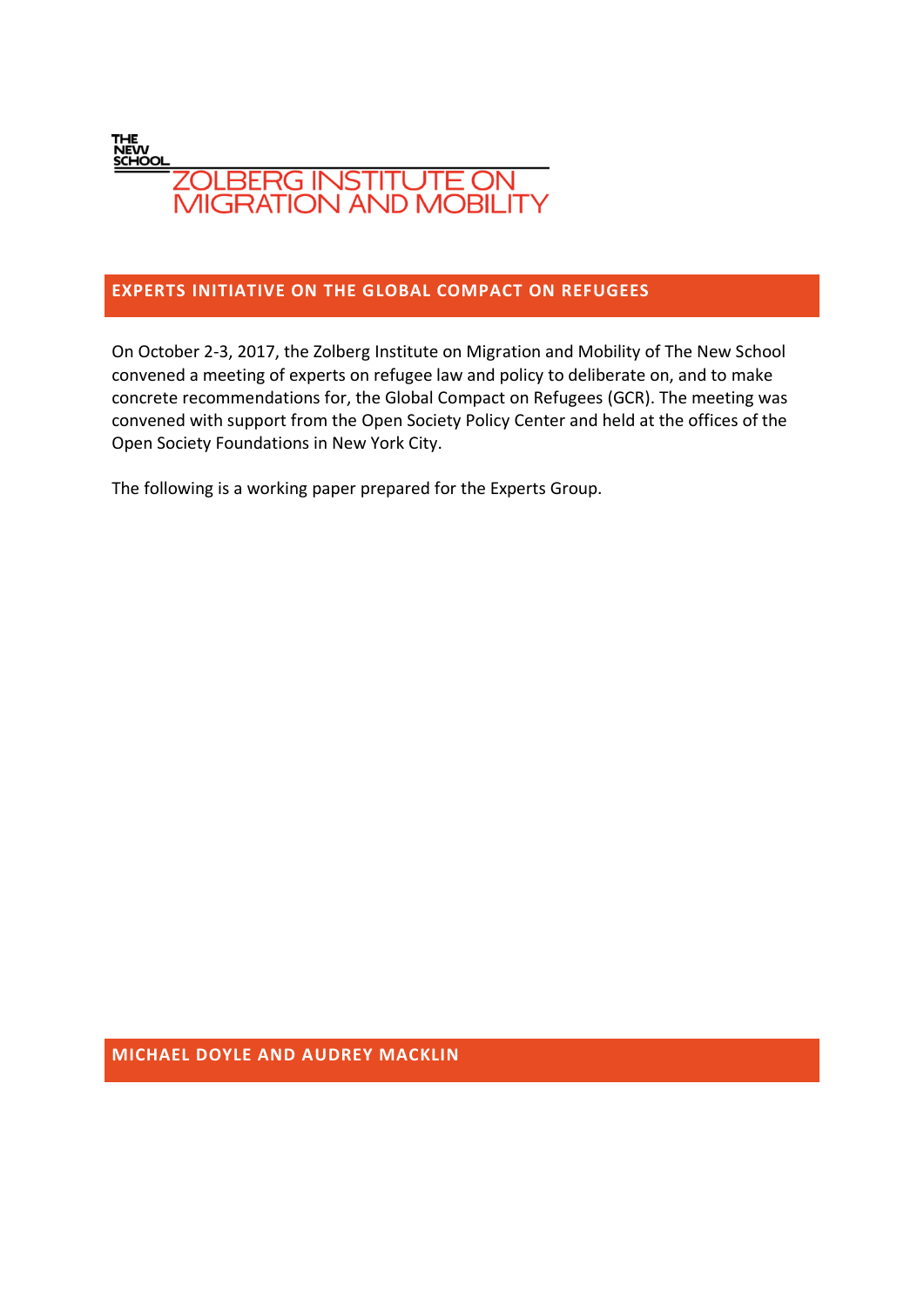THE NEW SCHOOL

ZOLBERG INSTITUTE ON MIGRATION AND MOBILITY

## EXPERTS INITIATIVE ON THE GLOBAL COMPACT ON REFUGEES

On October 2-3, 2017, the Zolberg Institute on Migration and Mobility of The New School convened a meeting of experts on refugee law and policy to deliberate on, and to make concrete recommendations for, the Global Compact on Refugees (GCR). The meeting was convened with support from the Open Society Policy Center and held at the offices of the Open Society Foundations in New York City.

The following is a working paper prepared for the Experts Group.

**MICHAEL DOYLE AND AUDREY MACKLIN**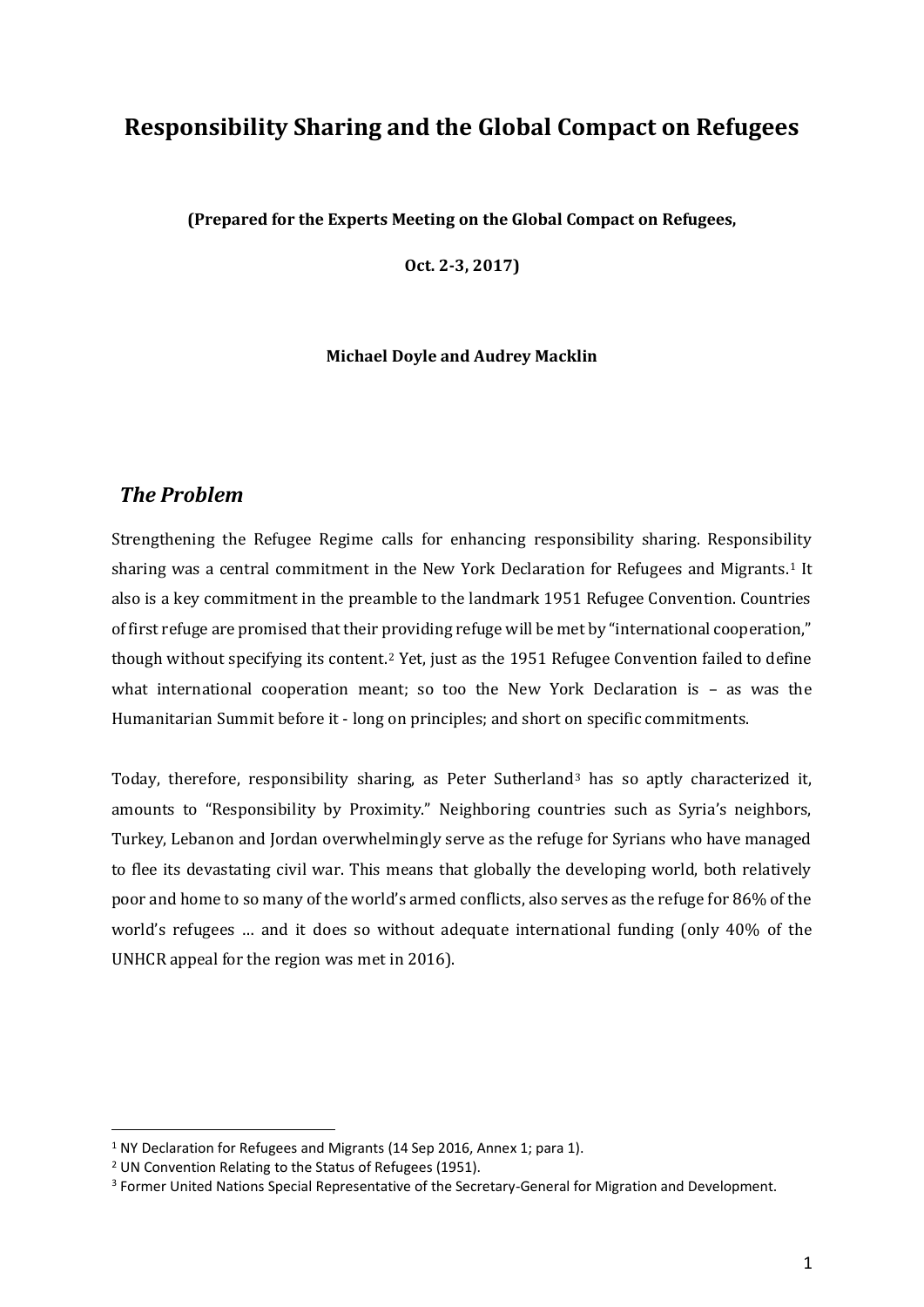# Responsibility Sharing and the Global Compact on Refugees

**(Prepared for the Experts Meeting on the Global Compact on Refugees,**

**Oct. 2-3, 2017)**

**Michael Doyle and Audrey Macklin**

## *The Problem*

Strengthening the Refugee Regime calls for enhancing responsibility sharing. Responsibility sharing was a central commitment in the New York Declaration for Refugees and Migrants.[1] It also is a key commitment in the preamble to the landmark 1951 Refugee Convention. Countries of first refuge are promised that their providing refuge will be met by "international cooperation," though without specifying its content.[2] Yet, just as the 1951 Refugee Convention failed to define what international cooperation meant; so too the New York Declaration is – as was the Humanitarian Summit before it - long on principles; and short on specific commitments.

Today, therefore, responsibility sharing, as Peter Sutherland[3] has so aptly characterized it, amounts to "Responsibility by Proximity." Neighboring countries such as Syria's neighbors, Turkey, Lebanon and Jordan overwhelmingly serve as the refuge for Syrians who have managed to flee its devastating civil war. This means that globally the developing world, both relatively poor and home to so many of the world's armed conflicts, also serves as the refuge for 86% of the world's refugees … and it does so without adequate international funding (only 40% of the UNHCR appeal for the region was met in 2016).

---

[1] NY Declaration for Refugees and Migrants (14 Sep 2016, Annex 1; para 1).

[2] UN Convention Relating to the Status of Refugees (1951).

[3] Former United Nations Special Representative of the Secretary-General for Migration and Development.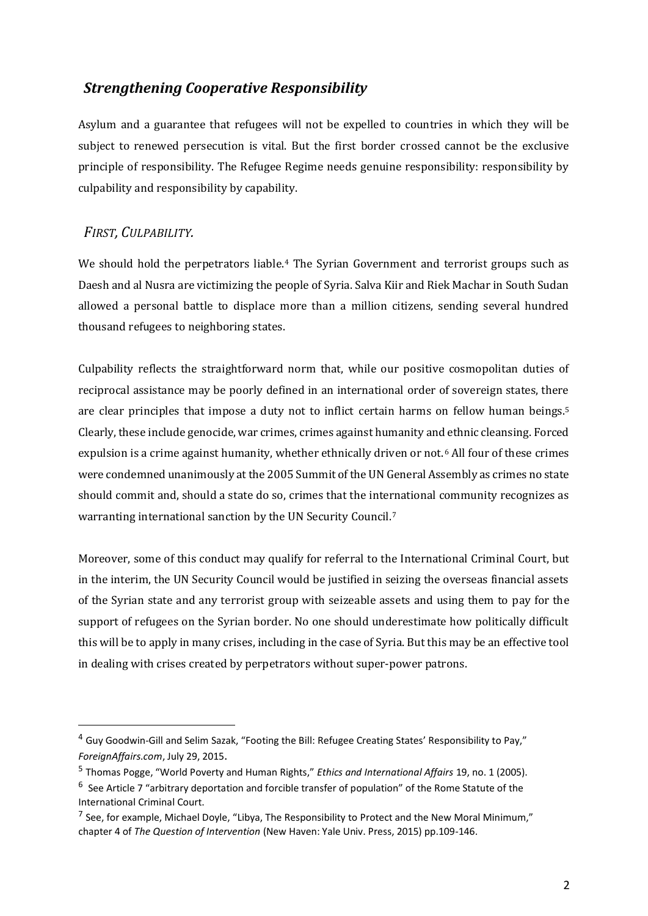## *Strengthening Cooperative Responsibility*

Asylum and a guarantee that refugees will not be expelled to countries in which they will be subject to renewed persecution is vital. But the first border crossed cannot be the exclusive principle of responsibility. The Refugee Regime needs genuine responsibility: responsibility by culpability and responsibility by capability.

### *FIRST, CULPABILITY.*

We should hold the perpetrators liable.[4] The Syrian Government and terrorist groups such as Daesh and al Nusra are victimizing the people of Syria. Salva Kiir and Riek Machar in South Sudan allowed a personal battle to displace more than a million citizens, sending several hundred thousand refugees to neighboring states.

Culpability reflects the straightforward norm that, while our positive cosmopolitan duties of reciprocal assistance may be poorly defined in an international order of sovereign states, there are clear principles that impose a duty not to inflict certain harms on fellow human beings.[5] Clearly, these include genocide, war crimes, crimes against humanity and ethnic cleansing. Forced expulsion is a crime against humanity, whether ethnically driven or not.[6] All four of these crimes were condemned unanimously at the 2005 Summit of the UN General Assembly as crimes no state should commit and, should a state do so, crimes that the international community recognizes as warranting international sanction by the UN Security Council.[7]

Moreover, some of this conduct may qualify for referral to the International Criminal Court, but in the interim, the UN Security Council would be justified in seizing the overseas financial assets of the Syrian state and any terrorist group with seizeable assets and using them to pay for the support of refugees on the Syrian border. No one should underestimate how politically difficult this will be to apply in many crises, including in the case of Syria. But this may be an effective tool in dealing with crises created by perpetrators without super-power patrons.

---

[4] Guy Goodwin-Gill and Selim Sazak, "Footing the Bill: Refugee Creating States' Responsibility to Pay," *ForeignAffairs.com*, July 29, 2015.

[5] Thomas Pogge, "World Poverty and Human Rights," *Ethics and International Affairs* 19, no. 1 (2005).

[6] See Article 7 "arbitrary deportation and forcible transfer of population" of the Rome Statute of the International Criminal Court.

[7] See, for example, Michael Doyle, "Libya, The Responsibility to Protect and the New Moral Minimum," chapter 4 of *The Question of Intervention* (New Haven: Yale Univ. Press, 2015) pp.109-146.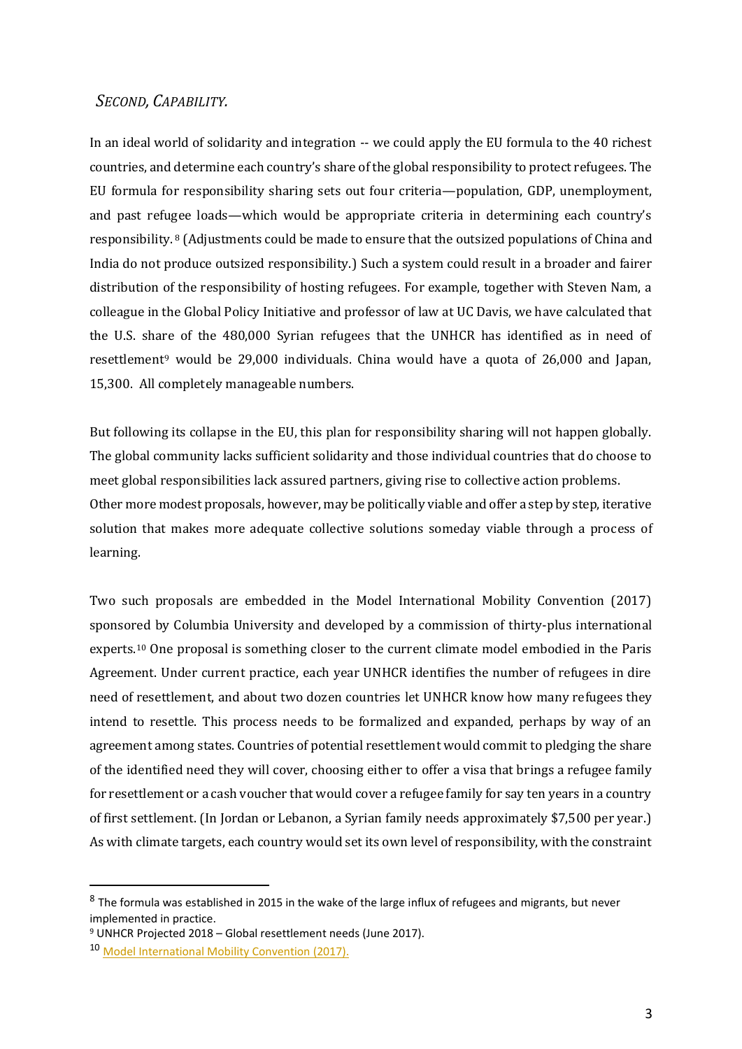### *SECOND, CAPABILITY.*

In an ideal world of solidarity and integration -- we could apply the EU formula to the 40 richest countries, and determine each country's share of the global responsibility to protect refugees. The EU formula for responsibility sharing sets out four criteria—population, GDP, unemployment, and past refugee loads—which would be appropriate criteria in determining each country's responsibility.[8] (Adjustments could be made to ensure that the outsized populations of China and India do not produce outsized responsibility.) Such a system could result in a broader and fairer distribution of the responsibility of hosting refugees. For example, together with Steven Nam, a colleague in the Global Policy Initiative and professor of law at UC Davis, we have calculated that the U.S. share of the 480,000 Syrian refugees that the UNHCR has identified as in need of resettlement[9] would be 29,000 individuals. China would have a quota of 26,000 and Japan, 15,300. All completely manageable numbers.

But following its collapse in the EU, this plan for responsibility sharing will not happen globally. The global community lacks sufficient solidarity and those individual countries that do choose to meet global responsibilities lack assured partners, giving rise to collective action problems. Other more modest proposals, however, may be politically viable and offer a step by step, iterative solution that makes more adequate collective solutions someday viable through a process of learning.

Two such proposals are embedded in the Model International Mobility Convention (2017) sponsored by Columbia University and developed by a commission of thirty-plus international experts.[10] One proposal is something closer to the current climate model embodied in the Paris Agreement. Under current practice, each year UNHCR identifies the number of refugees in dire need of resettlement, and about two dozen countries let UNHCR know how many refugees they intend to resettle. This process needs to be formalized and expanded, perhaps by way of an agreement among states. Countries of potential resettlement would commit to pledging the share of the identified need they will cover, choosing either to offer a visa that brings a refugee family for resettlement or a cash voucher that would cover a refugee family for say ten years in a country of first settlement. (In Jordan or Lebanon, a Syrian family needs approximately $7,500 per year.) As with climate targets, each country would set its own level of responsibility, with the constraint

---

[8] The formula was established in 2015 in the wake of the large influx of refugees and migrants, but never implemented in practice.

[9] UNHCR Projected 2018 – Global resettlement needs (June 2017).

[10] Model International Mobility Convention (2017).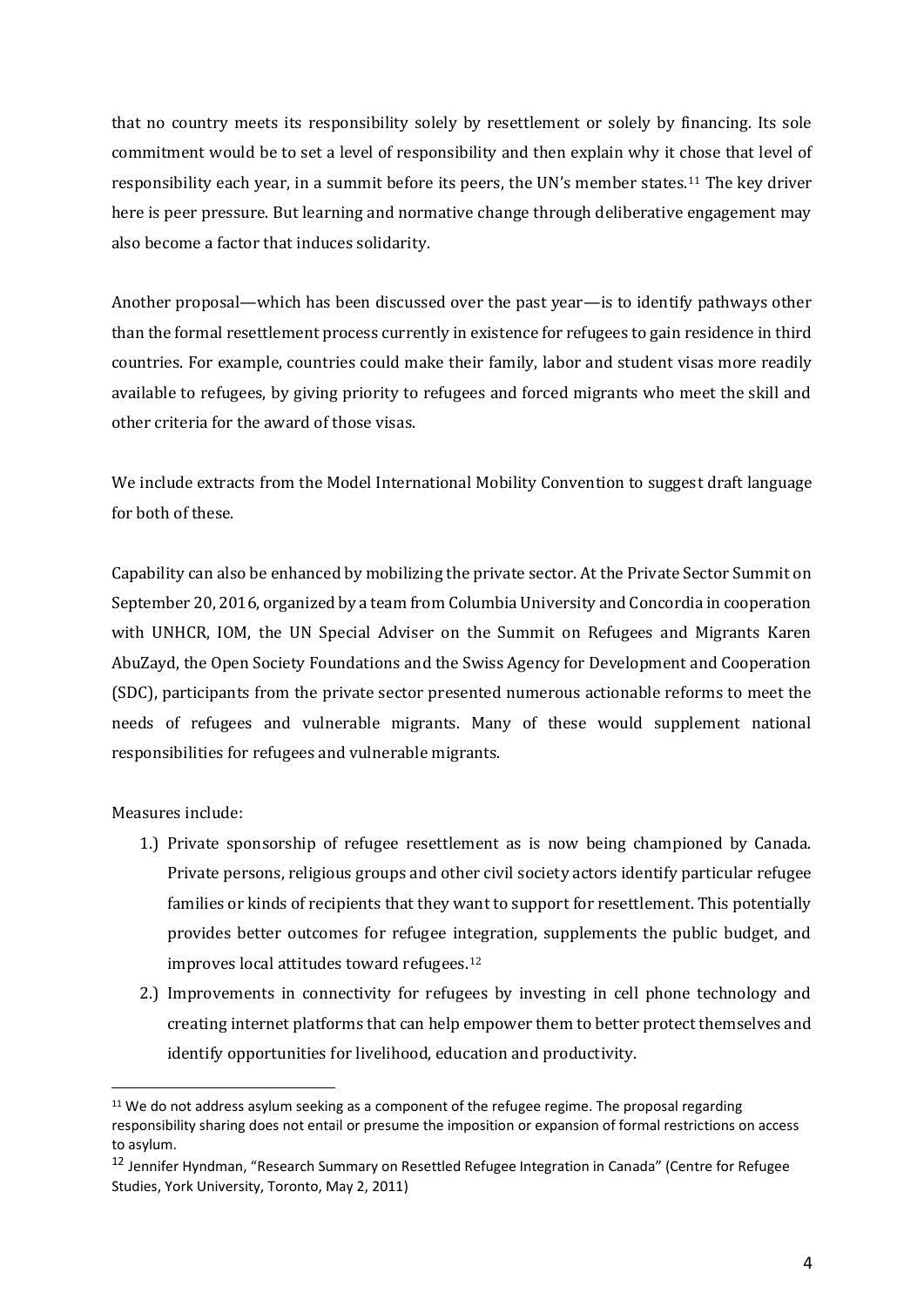that no country meets its responsibility solely by resettlement or solely by financing. Its sole commitment would be to set a level of responsibility and then explain why it chose that level of responsibility each year, in a summit before its peers, the UN's member states.[11] The key driver here is peer pressure. But learning and normative change through deliberative engagement may also become a factor that induces solidarity.

Another proposal—which has been discussed over the past year—is to identify pathways other than the formal resettlement process currently in existence for refugees to gain residence in third countries. For example, countries could make their family, labor and student visas more readily available to refugees, by giving priority to refugees and forced migrants who meet the skill and other criteria for the award of those visas.

We include extracts from the Model International Mobility Convention to suggest draft language for both of these.

Capability can also be enhanced by mobilizing the private sector. At the Private Sector Summit on September 20, 2016, organized by a team from Columbia University and Concordia in cooperation with UNHCR, IOM, the UN Special Adviser on the Summit on Refugees and Migrants Karen AbuZayd, the Open Society Foundations and the Swiss Agency for Development and Cooperation (SDC), participants from the private sector presented numerous actionable reforms to meet the needs of refugees and vulnerable migrants. Many of these would supplement national responsibilities for refugees and vulnerable migrants.

Measures include:

1.) Private sponsorship of refugee resettlement as is now being championed by Canada. Private persons, religious groups and other civil society actors identify particular refugee families or kinds of recipients that they want to support for resettlement. This potentially provides better outcomes for refugee integration, supplements the public budget, and improves local attitudes toward refugees.[12]
2.) Improvements in connectivity for refugees by investing in cell phone technology and creating internet platforms that can help empower them to better protect themselves and identify opportunities for livelihood, education and productivity.

[11] We do not address asylum seeking as a component of the refugee regime. The proposal regarding responsibility sharing does not entail or presume the imposition or expansion of formal restrictions on access to asylum.

[12] Jennifer Hyndman, "Research Summary on Resettled Refugee Integration in Canada" (Centre for Refugee Studies, York University, Toronto, May 2, 2011)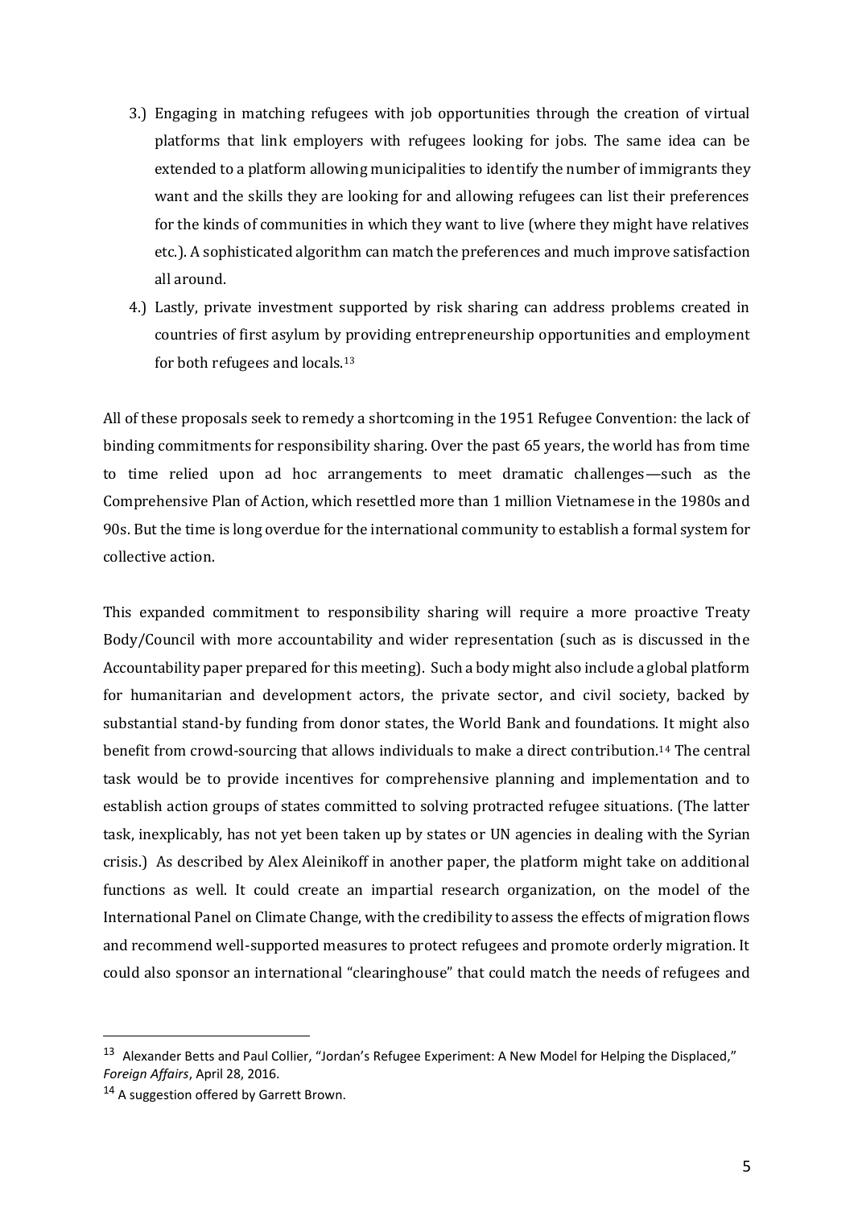3.) Engaging in matching refugees with job opportunities through the creation of virtual platforms that link employers with refugees looking for jobs. The same idea can be extended to a platform allowing municipalities to identify the number of immigrants they want and the skills they are looking for and allowing refugees can list their preferences for the kinds of communities in which they want to live (where they might have relatives etc.). A sophisticated algorithm can match the preferences and much improve satisfaction all around.

4.) Lastly, private investment supported by risk sharing can address problems created in countries of first asylum by providing entrepreneurship opportunities and employment for both refugees and locals.[13]

All of these proposals seek to remedy a shortcoming in the 1951 Refugee Convention: the lack of binding commitments for responsibility sharing. Over the past 65 years, the world has from time to time relied upon ad hoc arrangements to meet dramatic challenges—such as the Comprehensive Plan of Action, which resettled more than 1 million Vietnamese in the 1980s and 90s. But the time is long overdue for the international community to establish a formal system for collective action.

This expanded commitment to responsibility sharing will require a more proactive Treaty Body/Council with more accountability and wider representation (such as is discussed in the Accountability paper prepared for this meeting). Such a body might also include a global platform for humanitarian and development actors, the private sector, and civil society, backed by substantial stand-by funding from donor states, the World Bank and foundations. It might also benefit from crowd-sourcing that allows individuals to make a direct contribution.[14] The central task would be to provide incentives for comprehensive planning and implementation and to establish action groups of states committed to solving protracted refugee situations. (The latter task, inexplicably, has not yet been taken up by states or UN agencies in dealing with the Syrian crisis.) As described by Alex Aleinikoff in another paper, the platform might take on additional functions as well. It could create an impartial research organization, on the model of the International Panel on Climate Change, with the credibility to assess the effects of migration flows and recommend well-supported measures to protect refugees and promote orderly migration. It could also sponsor an international "clearinghouse" that could match the needs of refugees and

---

[13] Alexander Betts and Paul Collier, "Jordan's Refugee Experiment: A New Model for Helping the Displaced," *Foreign Affairs*, April 28, 2016.

[14] A suggestion offered by Garrett Brown.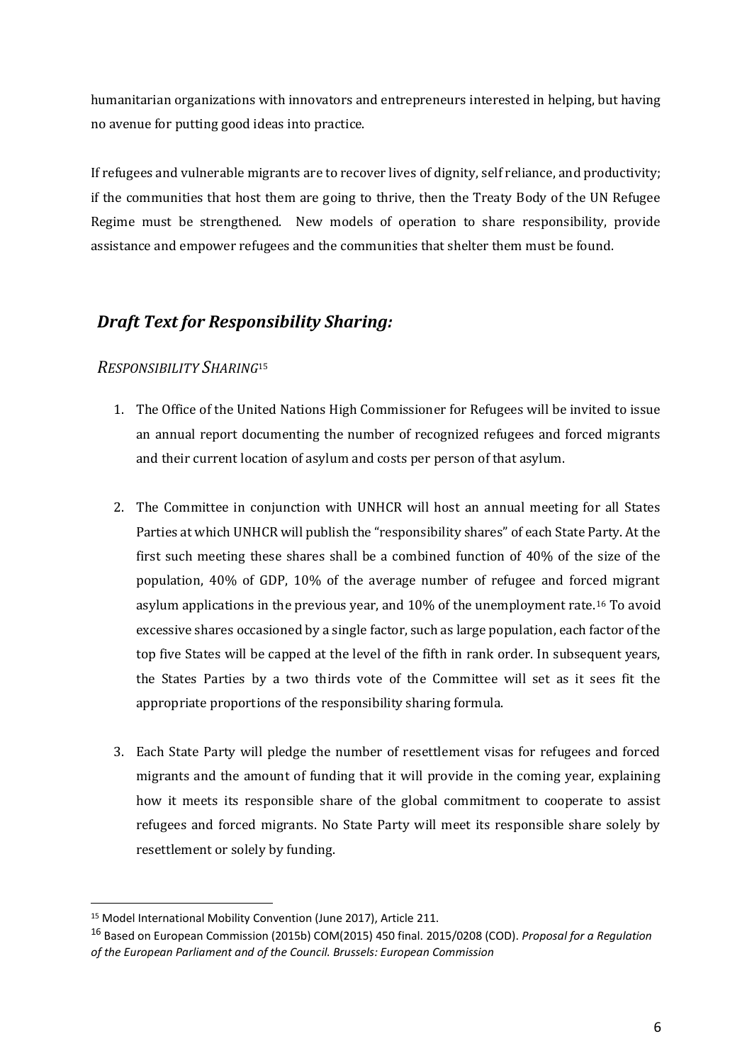humanitarian organizations with innovators and entrepreneurs interested in helping, but having no avenue for putting good ideas into practice.

If refugees and vulnerable migrants are to recover lives of dignity, self reliance, and productivity; if the communities that host them are going to thrive, then the Treaty Body of the UN Refugee Regime must be strengthened. New models of operation to share responsibility, provide assistance and empower refugees and the communities that shelter them must be found.

## *Draft Text for Responsibility Sharing:*

### *RESPONSIBILITY SHARING*[15]

1. The Office of the United Nations High Commissioner for Refugees will be invited to issue an annual report documenting the number of recognized refugees and forced migrants and their current location of asylum and costs per person of that asylum.

2. The Committee in conjunction with UNHCR will host an annual meeting for all States Parties at which UNHCR will publish the "responsibility shares" of each State Party. At the first such meeting these shares shall be a combined function of 40% of the size of the population, 40% of GDP, 10% of the average number of refugee and forced migrant asylum applications in the previous year, and 10% of the unemployment rate.[16] To avoid excessive shares occasioned by a single factor, such as large population, each factor of the top five States will be capped at the level of the fifth in rank order. In subsequent years, the States Parties by a two thirds vote of the Committee will set as it sees fit the appropriate proportions of the responsibility sharing formula.

3. Each State Party will pledge the number of resettlement visas for refugees and forced migrants and the amount of funding that it will provide in the coming year, explaining how it meets its responsible share of the global commitment to cooperate to assist refugees and forced migrants. No State Party will meet its responsible share solely by resettlement or solely by funding.

---

[15] Model International Mobility Convention (June 2017), Article 211.

[16] Based on European Commission (2015b) COM(2015) 450 final. 2015/0208 (COD). *Proposal for a Regulation of the European Parliament and of the Council. Brussels: European Commission*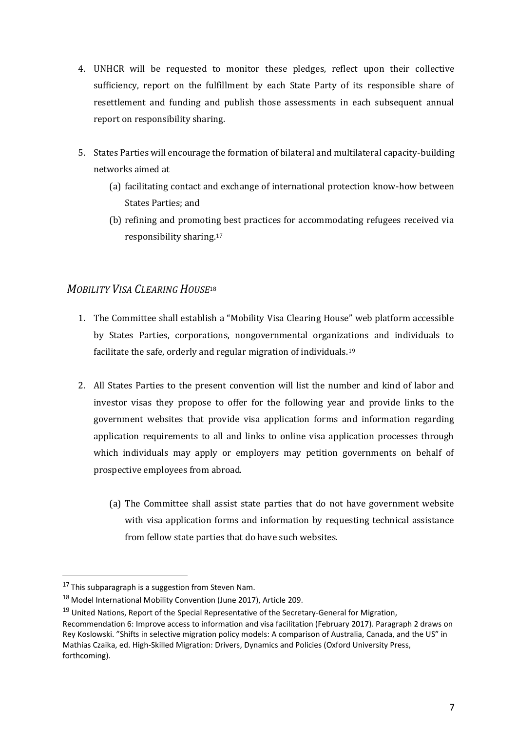4. UNHCR will be requested to monitor these pledges, reflect upon their collective sufficiency, report on the fulfillment by each State Party of its responsible share of resettlement and funding and publish those assessments in each subsequent annual report on responsibility sharing.

5. States Parties will encourage the formation of bilateral and multilateral capacity-building networks aimed at
   (a) facilitating contact and exchange of international protection know-how between States Parties; and
   (b) refining and promoting best practices for accommodating refugees received via responsibility sharing.[17]

### *Mobility Visa Clearing House*[18]

1. The Committee shall establish a "Mobility Visa Clearing House" web platform accessible by States Parties, corporations, nongovernmental organizations and individuals to facilitate the safe, orderly and regular migration of individuals.[19]

2. All States Parties to the present convention will list the number and kind of labor and investor visas they propose to offer for the following year and provide links to the government websites that provide visa application forms and information regarding application requirements to all and links to online visa application processes through which individuals may apply or employers may petition governments on behalf of prospective employees from abroad.

   (a) The Committee shall assist state parties that do not have government website with visa application forms and information by requesting technical assistance from fellow state parties that do have such websites.

---

[17] This subparagraph is a suggestion from Steven Nam.

[18] Model International Mobility Convention (June 2017), Article 209.

[19] United Nations, Report of the Special Representative of the Secretary-General for Migration, Recommendation 6: Improve access to information and visa facilitation (February 2017). Paragraph 2 draws on Rey Koslowski. "Shifts in selective migration policy models: A comparison of Australia, Canada, and the US" in Mathias Czaika, ed. High-Skilled Migration: Drivers, Dynamics and Policies (Oxford University Press, forthcoming).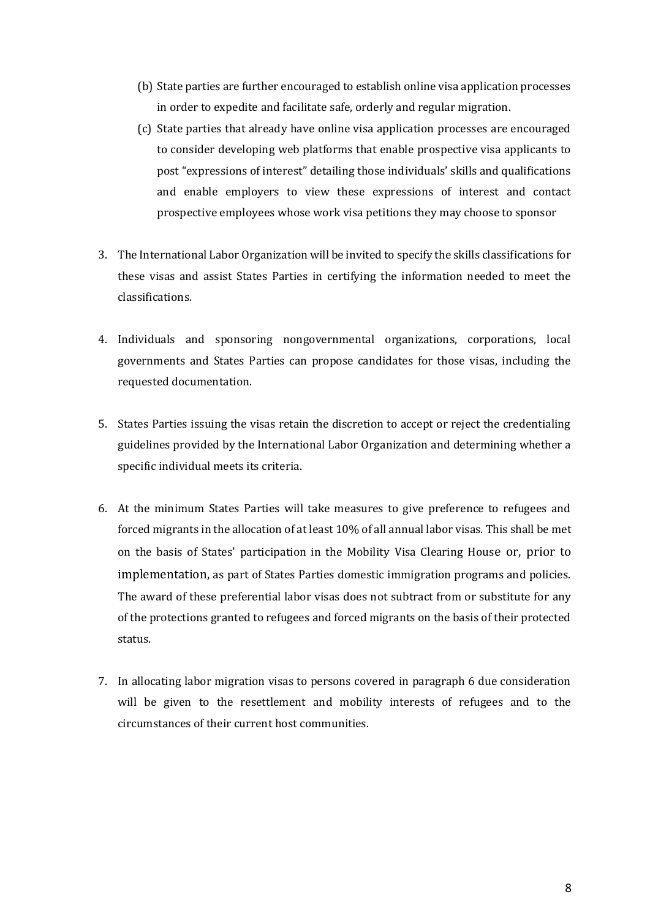(b) State parties are further encouraged to establish online visa application processes in order to expedite and facilitate safe, orderly and regular migration.

(c) State parties that already have online visa application processes are encouraged to consider developing web platforms that enable prospective visa applicants to post "expressions of interest" detailing those individuals' skills and qualifications and enable employers to view these expressions of interest and contact prospective employees whose work visa petitions they may choose to sponsor

3. The International Labor Organization will be invited to specify the skills classifications for these visas and assist States Parties in certifying the information needed to meet the classifications.

4. Individuals and sponsoring nongovernmental organizations, corporations, local governments and States Parties can propose candidates for those visas, including the requested documentation.

5. States Parties issuing the visas retain the discretion to accept or reject the credentialing guidelines provided by the International Labor Organization and determining whether a specific individual meets its criteria.

6. At the minimum States Parties will take measures to give preference to refugees and forced migrants in the allocation of at least 10% of all annual labor visas. This shall be met on the basis of States' participation in the Mobility Visa Clearing House or, prior to implementation, as part of States Parties domestic immigration programs and policies. The award of these preferential labor visas does not subtract from or substitute for any of the protections granted to refugees and forced migrants on the basis of their protected status.

7. In allocating labor migration visas to persons covered in paragraph 6 due consideration will be given to the resettlement and mobility interests of refugees and to the circumstances of their current host communities.